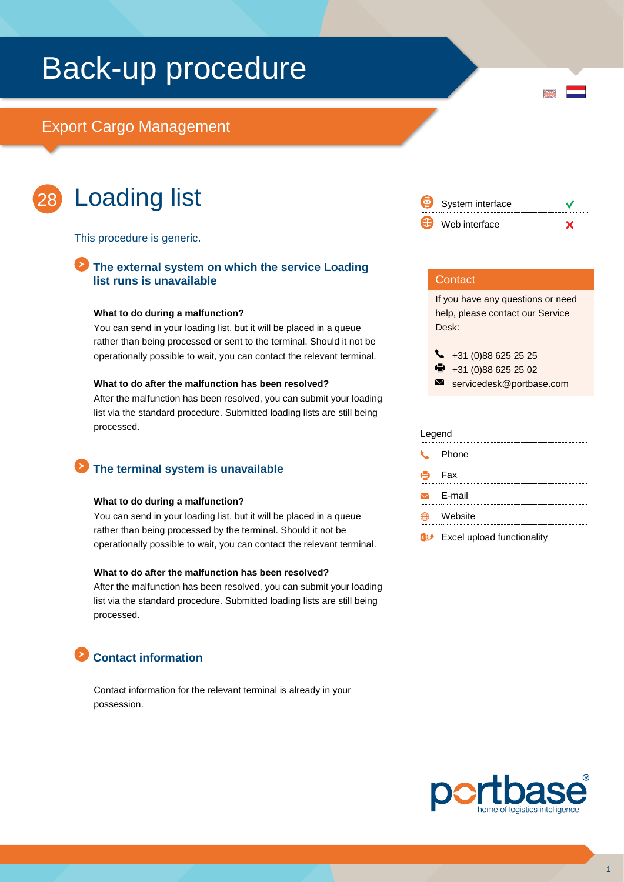# Back-up procedure

## Export Cargo Management

# 28 Loading list

This procedure is generic.

| | Interface | |
|---|---|---|
| | System interface | ✓ |
| | Web interface | ✗ |

### The external system on which the service Loading list runs is unavailable

**What to do during a malfunction?**

You can send in your loading list, but it will be placed in a queue rather than being processed or sent to the terminal. Should it not be operationally possible to wait, you can contact the relevant terminal.

**What to do after the malfunction has been resolved?**

After the malfunction has been resolved, you can submit your loading list via the standard procedure. Submitted loading lists are still being processed.

### The terminal system is unavailable

**What to do during a malfunction?**

You can send in your loading list, but it will be placed in a queue rather than being processed by the terminal. Should it not be operationally possible to wait, you can contact the relevant terminal.

**What to do after the malfunction has been resolved?**

After the malfunction has been resolved, you can submit your loading list via the standard procedure. Submitted loading lists are still being processed.

### Contact information

Contact information for the relevant terminal is already in your possession.

**Contact**

If you have any questions or need help, please contact our Service Desk:

- Phone: +31 (0)88 625 25 25
- Fax: +31 (0)88 625 25 02
- E-mail: servicedesk@portbase.com

**Legend**

- Phone
- Fax
- E-mail
- Website
- Excel upload functionality

portbase® home of logistics intelligence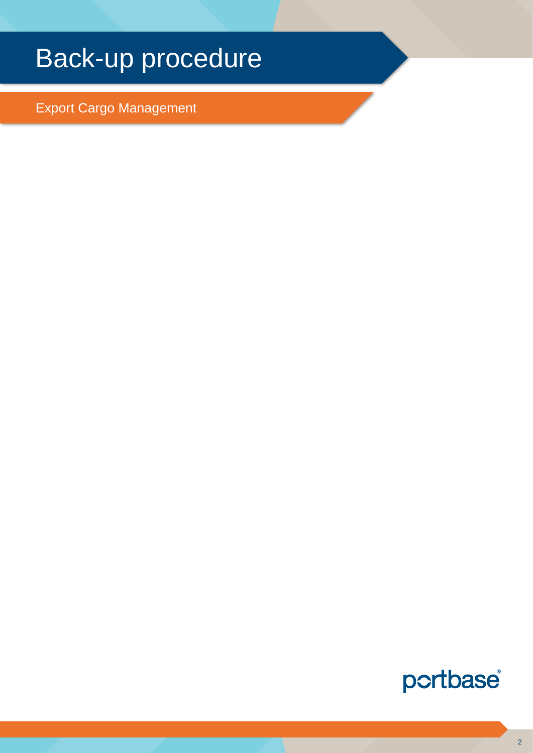# Back-up procedure

## Export Cargo Management